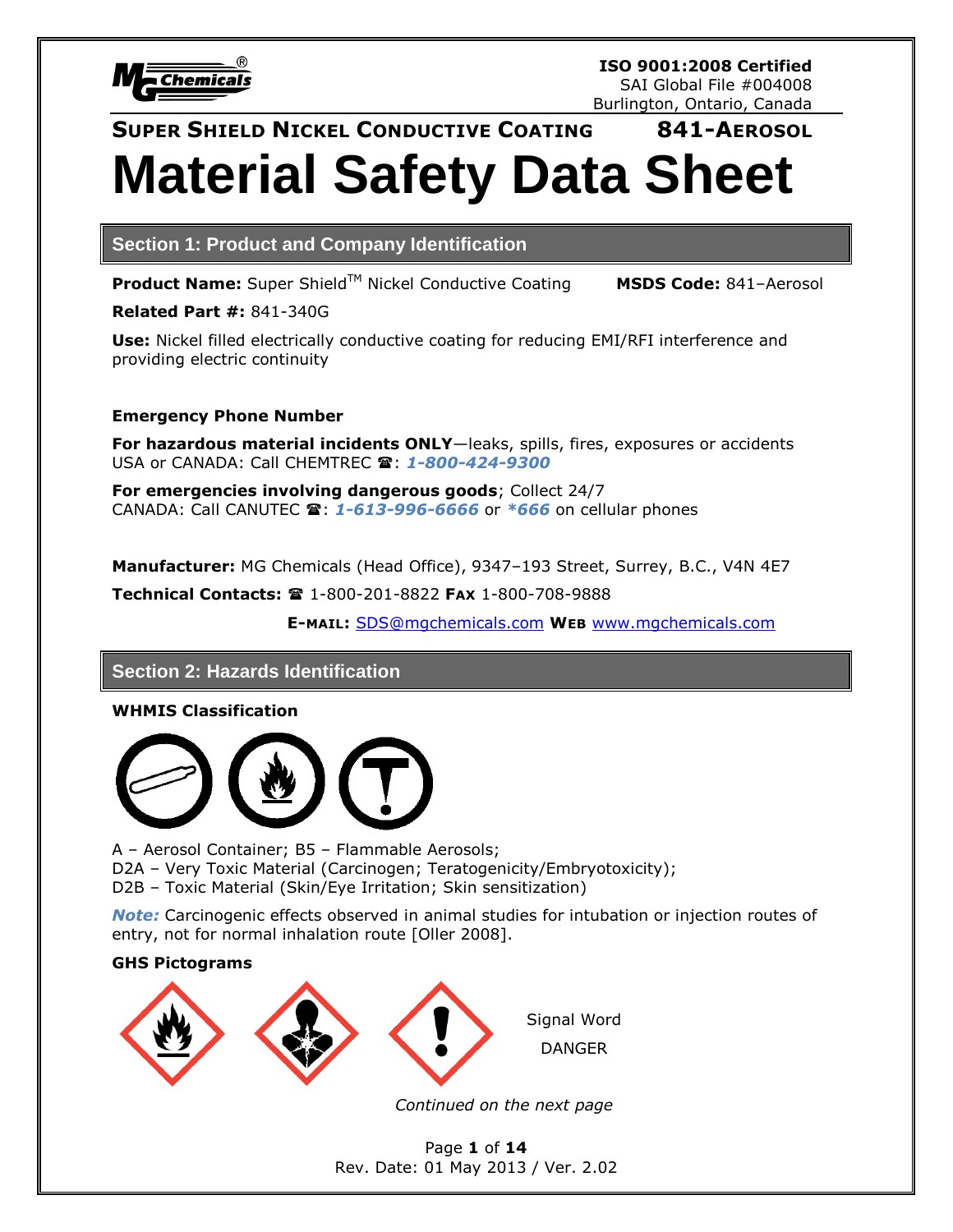**ISO 9001:2008 Certified**
SAI Global File #004008
Burlington, Ontario, Canada

**SUPER SHIELD NICKEL CONDUCTIVE COATING** **841-AEROSOL**

# Material Safety Data Sheet

## Section 1: Product and Company Identification

**Product Name:** Super Shield™ Nickel Conductive Coating **MSDS Code:** 841–Aerosol

**Related Part #:** 841-340G

**Use:** Nickel filled electrically conductive coating for reducing EMI/RFI interference and providing electric continuity

**Emergency Phone Number**

**For hazardous material incidents ONLY**—leaks, spills, fires, exposures or accidents
USA or CANADA: Call CHEMTREC ☎: ***1-800-424-9300***

**For emergencies involving dangerous goods**; Collect 24/7
CANADA: Call CANUTEC ☎: ***1-613-996-6666*** or ***\*666*** on cellular phones

**Manufacturer:** MG Chemicals (Head Office), 9347–193 Street, Surrey, B.C., V4N 4E7

**Technical Contacts:** ☎ 1-800-201-8822 **FAX** 1-800-708-9888

**E-MAIL:** SDS@mgchemicals.com **WEB** www.mgchemicals.com

## Section 2: Hazards Identification

**WHMIS Classification**

A – Aerosol Container; B5 – Flammable Aerosols;
D2A – Very Toxic Material (Carcinogen; Teratogenicity/Embryotoxicity);
D2B – Toxic Material (Skin/Eye Irritation; Skin sensitization)

***Note:*** Carcinogenic effects observed in animal studies for intubation or injection routes of entry, not for normal inhalation route [Oller 2008].

**GHS Pictograms**

Signal Word
DANGER

*Continued on the next page*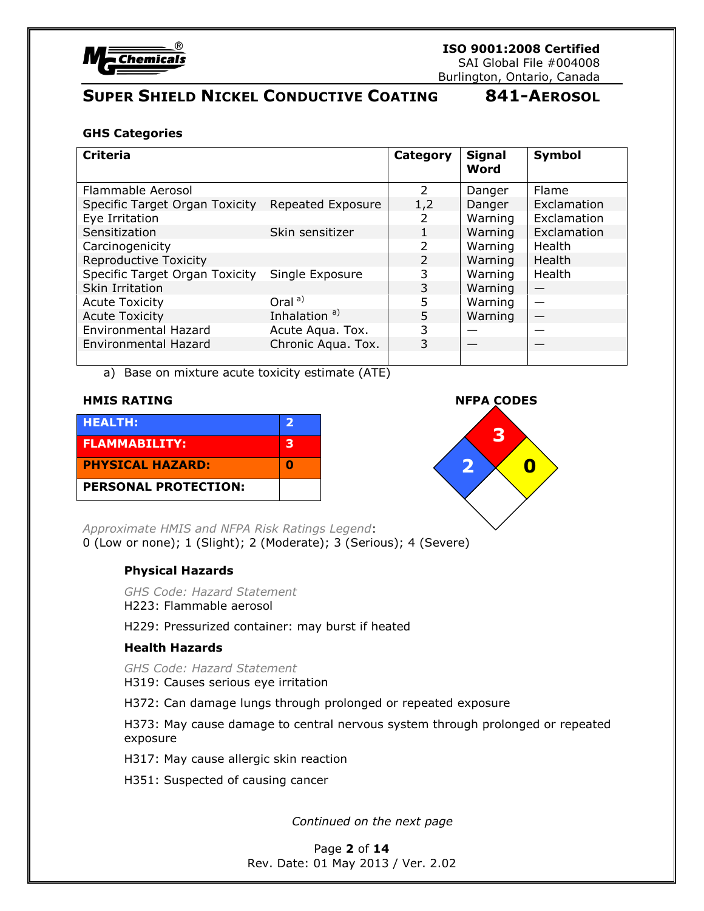## GHS Categories

| Criteria | | Category | Signal Word | Symbol |
|---|---|---|---|---|
| Flammable Aerosol | | 2 | Danger | Flame |
| Specific Target Organ Toxicity | Repeated Exposure | 1,2 | Danger | Exclamation |
| Eye Irritation | | 2 | Warning | Exclamation |
| Sensitization | Skin sensitizer | 1 | Warning | Exclamation |
| Carcinogenicity | | 2 | Warning | Health |
| Reproductive Toxicity | | 2 | Warning | Health |
| Specific Target Organ Toxicity | Single Exposure | 3 | Warning | Health |
| Skin Irritation | | 3 | Warning | — |
| Acute Toxicity | Oral [a)] | 5 | Warning | — |
| Acute Toxicity | Inhalation [a)] | 5 | Warning | — |
| Environmental Hazard | Acute Aqua. Tox. | 3 | — | — |
| Environmental Hazard | Chronic Aqua. Tox. | 3 | — | — |

a) Base on mixture acute toxicity estimate (ATE)

**HMIS RATING**

| | |
|---|---|
| **HEALTH:** | **2** |
| **FLAMMABILITY:** | **3** |
| **PHYSICAL HAZARD:** | **0** |
| **PERSONAL PROTECTION:** | |

**NFPA CODES**

Flammability (red): 3; Health (blue): 2; Instability (yellow): 0; Special (white): (blank)

*Approximate HMIS and NFPA Risk Ratings Legend*:
0 (Low or none); 1 (Slight); 2 (Moderate); 3 (Serious); 4 (Severe)

### Physical Hazards

*GHS Code: Hazard Statement*
H223: Flammable aerosol

H229: Pressurized container: may burst if heated

### Health Hazards

*GHS Code: Hazard Statement*
H319: Causes serious eye irritation

H372: Can damage lungs through prolonged or repeated exposure

H373: May cause damage to central nervous system through prolonged or repeated exposure

H317: May cause allergic skin reaction

H351: Suspected of causing cancer

*Continued on the next page*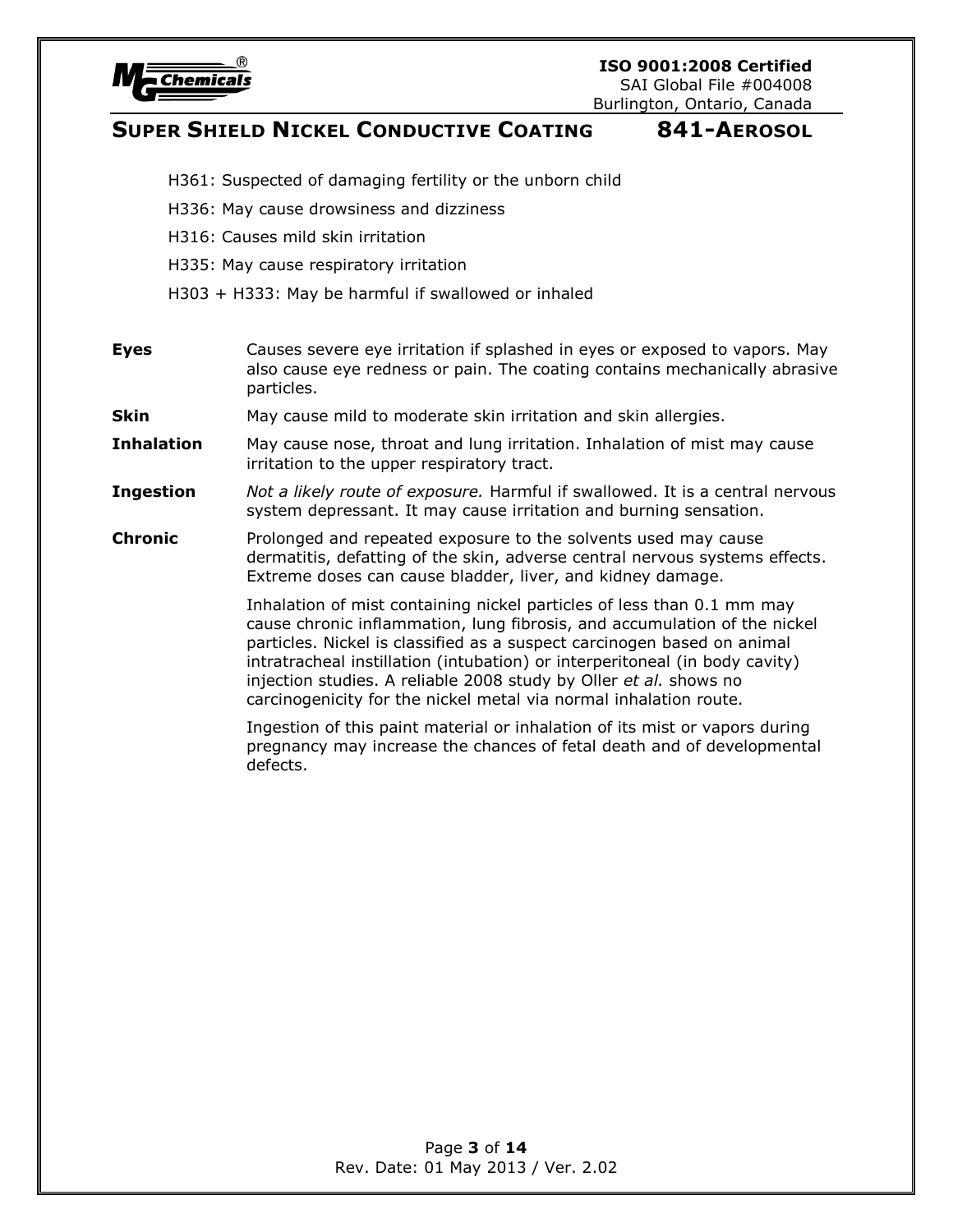H361: Suspected of damaging fertility or the unborn child

H336: May cause drowsiness and dizziness

H316: Causes mild skin irritation

H335: May cause respiratory irritation

H303 + H333: May be harmful if swallowed or inhaled

**Eyes** Causes severe eye irritation if splashed in eyes or exposed to vapors. May also cause eye redness or pain. The coating contains mechanically abrasive particles.

**Skin** May cause mild to moderate skin irritation and skin allergies.

**Inhalation** May cause nose, throat and lung irritation. Inhalation of mist may cause irritation to the upper respiratory tract.

**Ingestion** *Not a likely route of exposure.* Harmful if swallowed. It is a central nervous system depressant. It may cause irritation and burning sensation.

**Chronic** Prolonged and repeated exposure to the solvents used may cause dermatitis, defatting of the skin, adverse central nervous systems effects. Extreme doses can cause bladder, liver, and kidney damage.

Inhalation of mist containing nickel particles of less than 0.1 mm may cause chronic inflammation, lung fibrosis, and accumulation of the nickel particles. Nickel is classified as a suspect carcinogen based on animal intratracheal instillation (intubation) or interperitoneal (in body cavity) injection studies. A reliable 2008 study by Oller *et al.* shows no carcinogenicity for the nickel metal via normal inhalation route.

Ingestion of this paint material or inhalation of its mist or vapors during pregnancy may increase the chances of fetal death and of developmental defects.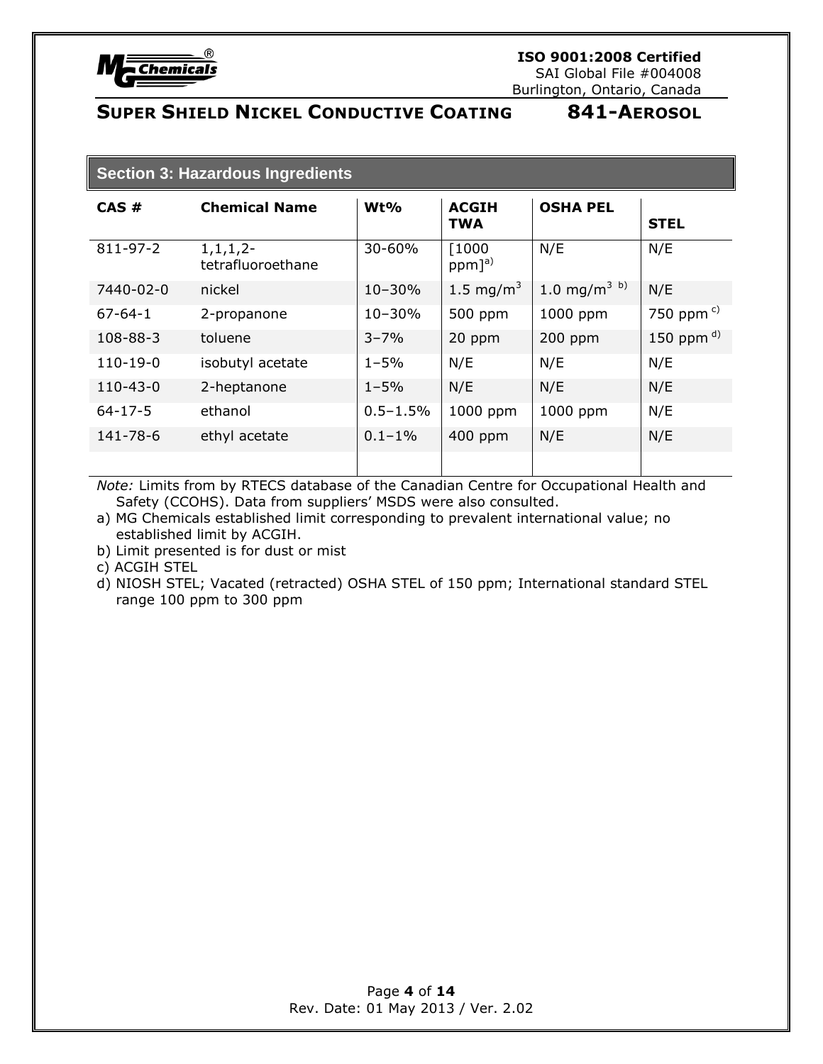## Section 3: Hazardous Ingredients

| CAS # | Chemical Name | Wt% | ACGIH TWA | OSHA PEL | STEL |
|---|---|---|---|---|---|
| 811-97-2 | 1,1,1,2-tetrafluoroethane | 30-60% | [1000 ppm][a)] | N/E | N/E |
| 7440-02-0 | nickel | 10–30% | 1.5 $mg/m^3$ | 1.0 $mg/m^3$ [b)] | N/E |
| 67-64-1 | 2-propanone | 10–30% | 500 ppm | 1000 ppm | 750 ppm [c)] |
| 108-88-3 | toluene | 3–7% | 20 ppm | 200 ppm | 150 ppm [d)] |
| 110-19-0 | isobutyl acetate | 1–5% | N/E | N/E | N/E |
| 110-43-0 | 2-heptanone | 1–5% | N/E | N/E | N/E |
| 64-17-5 | ethanol | 0.5–1.5% | 1000 ppm | 1000 ppm | N/E |
| 141-78-6 | ethyl acetate | 0.1–1% | 400 ppm | N/E | N/E |

*Note:* Limits from by RTECS database of the Canadian Centre for Occupational Health and Safety (CCOHS). Data from suppliers' MSDS were also consulted.

a) MG Chemicals established limit corresponding to prevalent international value; no established limit by ACGIH.

b) Limit presented is for dust or mist

c) ACGIH STEL

d) NIOSH STEL; Vacated (retracted) OSHA STEL of 150 ppm; International standard STEL range 100 ppm to 300 ppm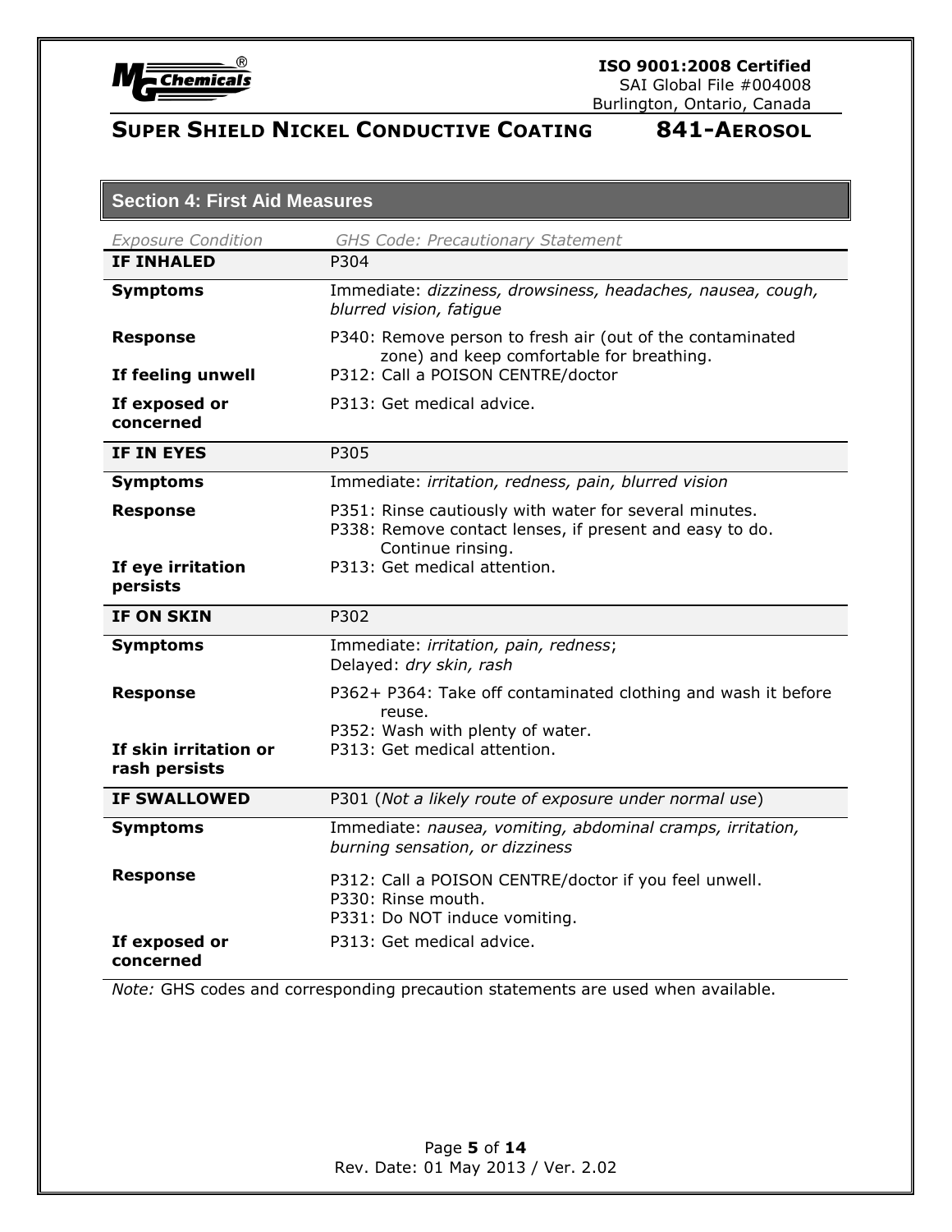## Section 4: First Aid Measures

| *Exposure Condition* | *GHS Code: Precautionary Statement* |
|---|---|
| **IF INHALED** | P304 |
| **Symptoms** | Immediate: *dizziness, drowsiness, headaches, nausea, cough, blurred vision, fatigue* |
| **Response** | P340: Remove person to fresh air (out of the contaminated zone) and keep comfortable for breathing. |
| **If feeling unwell** | P312: Call a POISON CENTRE/doctor |
| **If exposed or concerned** | P313: Get medical advice. |
| **IF IN EYES** | P305 |
| **Symptoms** | Immediate: *irritation, redness, pain, blurred vision* |
| **Response** | P351: Rinse cautiously with water for several minutes.<br>P338: Remove contact lenses, if present and easy to do. Continue rinsing. |
| **If eye irritation persists** | P313: Get medical attention. |
| **IF ON SKIN** | P302 |
| **Symptoms** | Immediate: *irritation, pain, redness*;<br>Delayed: *dry skin, rash* |
| **Response** | P362+ P364: Take off contaminated clothing and wash it before reuse.<br>P352: Wash with plenty of water. |
| **If skin irritation or rash persists** | P313: Get medical attention. |
| **IF SWALLOWED** | P301 (*Not a likely route of exposure under normal use*) |
| **Symptoms** | Immediate: *nausea, vomiting, abdominal cramps, irritation, burning sensation, or dizziness* |
| **Response** | P312: Call a POISON CENTRE/doctor if you feel unwell.<br>P330: Rinse mouth.<br>P331: Do NOT induce vomiting. |
| **If exposed or concerned** | P313: Get medical advice. |

*Note:* GHS codes and corresponding precaution statements are used when available.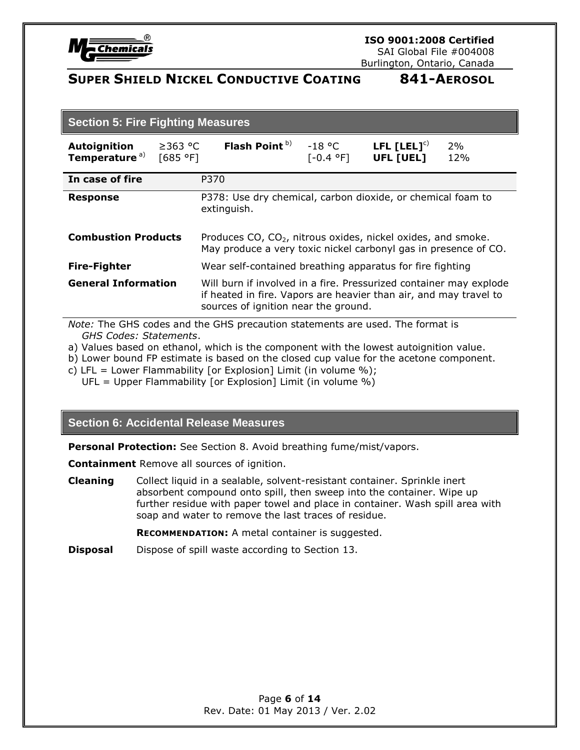## Section 5: Fire Fighting Measures

| **Autoignition Temperature** [a] | ≥363 °C [685 °F] | **Flash Point** [b] | -18 °C [-0.4 °F] | **LFL [LEL]** [c] **UFL [UEL]** | 2% 12% |
|---|---|---|---|---|---|

| | |
|---|---|
| **In case of fire** | P370 |
| **Response** | P378: Use dry chemical, carbon dioxide, or chemical foam to extinguish. |
| **Combustion Products** | Produces CO, $CO_2$, nitrous oxides, nickel oxides, and smoke. May produce a very toxic nickel carbonyl gas in presence of CO. |
| **Fire-Fighter** | Wear self-contained breathing apparatus for fire fighting |
| **General Information** | Will burn if involved in a fire. Pressurized container may explode if heated in fire. Vapors are heavier than air, and may travel to sources of ignition near the ground. |

*Note:* The GHS codes and the GHS precaution statements are used. The format is *GHS Codes: Statements*.

a) Values based on ethanol, which is the component with the lowest autoignition value.

b) Lower bound FP estimate is based on the closed cup value for the acetone component.

c) LFL = Lower Flammability [or Explosion] Limit (in volume %);
UFL = Upper Flammability [or Explosion] Limit (in volume %)

## Section 6: Accidental Release Measures

**Personal Protection:** See Section 8. Avoid breathing fume/mist/vapors.

**Containment** Remove all sources of ignition.

**Cleaning** Collect liquid in a sealable, solvent-resistant container. Sprinkle inert absorbent compound onto spill, then sweep into the container. Wipe up further residue with paper towel and place in container. Wash spill area with soap and water to remove the last traces of residue.

**RECOMMENDATION:** A metal container is suggested.

**Disposal** Dispose of spill waste according to Section 13.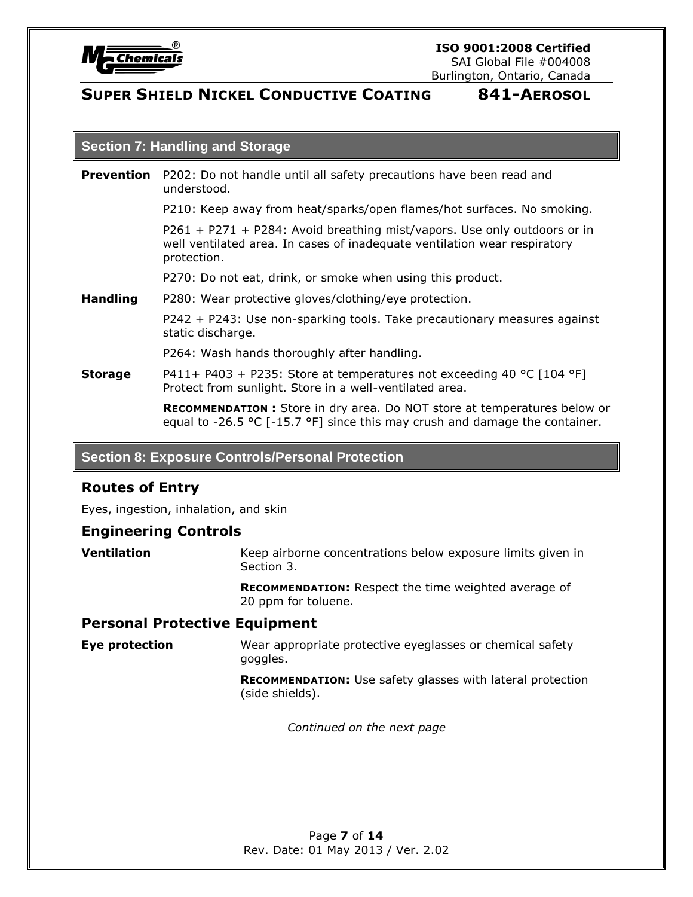## Section 7: Handling and Storage

**Prevention**

P202: Do not handle until all safety precautions have been read and understood.

P210: Keep away from heat/sparks/open flames/hot surfaces. No smoking.

P261 + P271 + P284: Avoid breathing mist/vapors. Use only outdoors or in well ventilated area. In cases of inadequate ventilation wear respiratory protection.

P270: Do not eat, drink, or smoke when using this product.

**Handling**

P280: Wear protective gloves/clothing/eye protection.

P242 + P243: Use non-sparking tools. Take precautionary measures against static discharge.

P264: Wash hands thoroughly after handling.

**Storage**

P411+ P403 + P235: Store at temperatures not exceeding 40 °C [104 °F] Protect from sunlight. Store in a well-ventilated area.

**RECOMMENDATION :** Store in dry area. Do NOT store at temperatures below or equal to -26.5 °C [-15.7 °F] since this may crush and damage the container.

## Section 8: Exposure Controls/Personal Protection

### Routes of Entry

Eyes, ingestion, inhalation, and skin

### Engineering Controls

**Ventilation**

Keep airborne concentrations below exposure limits given in Section 3.

**RECOMMENDATION:** Respect the time weighted average of 20 ppm for toluene.

### Personal Protective Equipment

**Eye protection**

Wear appropriate protective eyeglasses or chemical safety goggles.

**RECOMMENDATION:** Use safety glasses with lateral protection (side shields).

*Continued on the next page*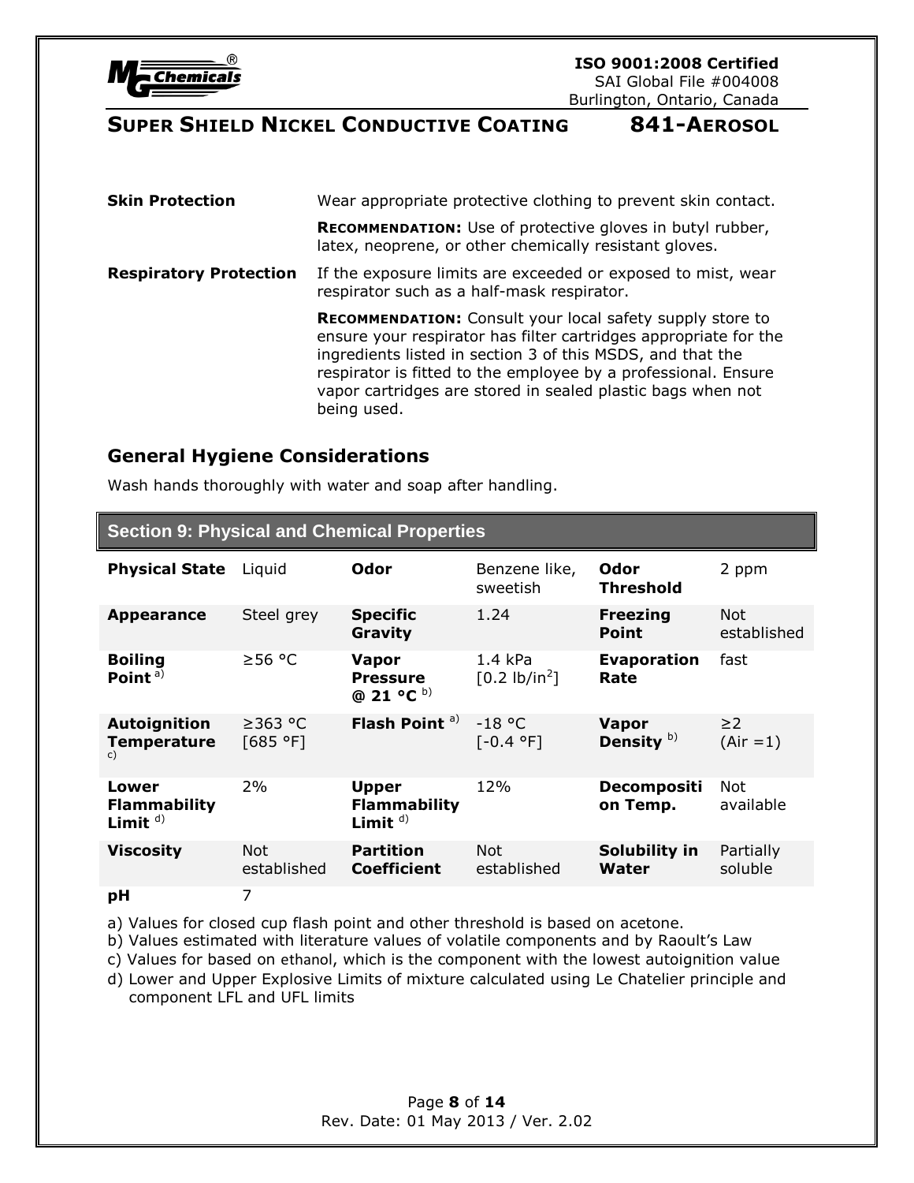**Skin Protection** Wear appropriate protective clothing to prevent skin contact.

**RECOMMENDATION:** Use of protective gloves in butyl rubber, latex, neoprene, or other chemically resistant gloves.

**Respiratory Protection** If the exposure limits are exceeded or exposed to mist, wear respirator such as a half-mask respirator.

**RECOMMENDATION:** Consult your local safety supply store to ensure your respirator has filter cartridges appropriate for the ingredients listed in section 3 of this MSDS, and that the respirator is fitted to the employee by a professional. Ensure vapor cartridges are stored in sealed plastic bags when not being used.

## General Hygiene Considerations

Wash hands thoroughly with water and soap after handling.

## Section 9: Physical and Chemical Properties

| | | | | | |
|---|---|---|---|---|---|
| **Physical State** | Liquid | **Odor** | Benzene like, sweetish | **Odor Threshold** | 2 ppm |
| **Appearance** | Steel grey | **Specific Gravity** | 1.24 | **Freezing Point** | Not established |
| **Boiling Point** [a)] | ≥56 °C | **Vapor Pressure @ 21 °C** [b)] | 1.4 kPa [0.2 lb/in$^2$] | **Evaporation Rate** | fast |
| **Autoignition Temperature** [c)] | ≥363 °C [685 °F] | **Flash Point** [a)] | -18 °C [-0.4 °F] | **Vapor Density** [b)] | ≥2 (Air =1) |
| **Lower Flammability Limit** [d)] | 2% | **Upper Flammability Limit** [d)] | 12% | **Decomposition Temp.** | Not available |
| **Viscosity** | Not established | **Partition Coefficient** | Not established | **Solubility in Water** | Partially soluble |
| **pH** | 7 | | | | |

a) Values for closed cup flash point and other threshold is based on acetone.

b) Values estimated with literature values of volatile components and by Raoult's Law

c) Values for based on ethanol, which is the component with the lowest autoignition value

d) Lower and Upper Explosive Limits of mixture calculated using Le Chatelier principle and component LFL and UFL limits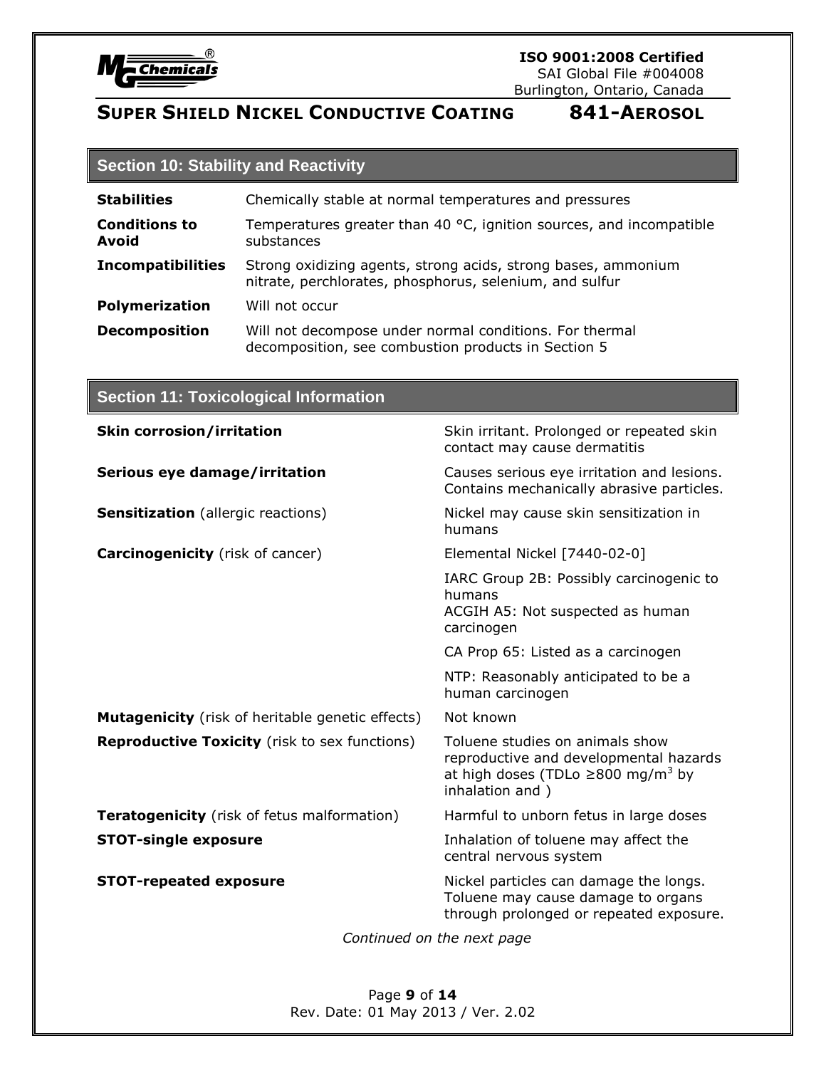## Section 10: Stability and Reactivity

| | |
|---|---|
| **Stabilities** | Chemically stable at normal temperatures and pressures |
| **Conditions to Avoid** | Temperatures greater than 40 °C, ignition sources, and incompatible substances |
| **Incompatibilities** | Strong oxidizing agents, strong acids, strong bases, ammonium nitrate, perchlorates, phosphorus, selenium, and sulfur |
| **Polymerization** | Will not occur |
| **Decomposition** | Will not decompose under normal conditions. For thermal decomposition, see combustion products in Section 5 |

## Section 11: Toxicological Information

| | |
|---|---|
| **Skin corrosion/irritation** | Skin irritant. Prolonged or repeated skin contact may cause dermatitis |
| **Serious eye damage/irritation** | Causes serious eye irritation and lesions. Contains mechanically abrasive particles. |
| **Sensitization** (allergic reactions) | Nickel may cause skin sensitization in humans |
| **Carcinogenicity** (risk of cancer) | Elemental Nickel [7440-02-0] |
| | IARC Group 2B: Possibly carcinogenic to humans<br>ACGIH A5: Not suspected as human carcinogen |
| | CA Prop 65: Listed as a carcinogen |
| | NTP: Reasonably anticipated to be a human carcinogen |
| **Mutagenicity** (risk of heritable genetic effects) | Not known |
| **Reproductive Toxicity** (risk to sex functions) | Toluene studies on animals show reproductive and developmental hazards at high doses (TDLo ≥800 mg/m$^3$ by inhalation and ) |
| **Teratogenicity** (risk of fetus malformation) | Harmful to unborn fetus in large doses |
| **STOT-single exposure** | Inhalation of toluene may affect the central nervous system |
| **STOT-repeated exposure** | Nickel particles can damage the longs. Toluene may cause damage to organs through prolonged or repeated exposure. |

*Continued on the next page*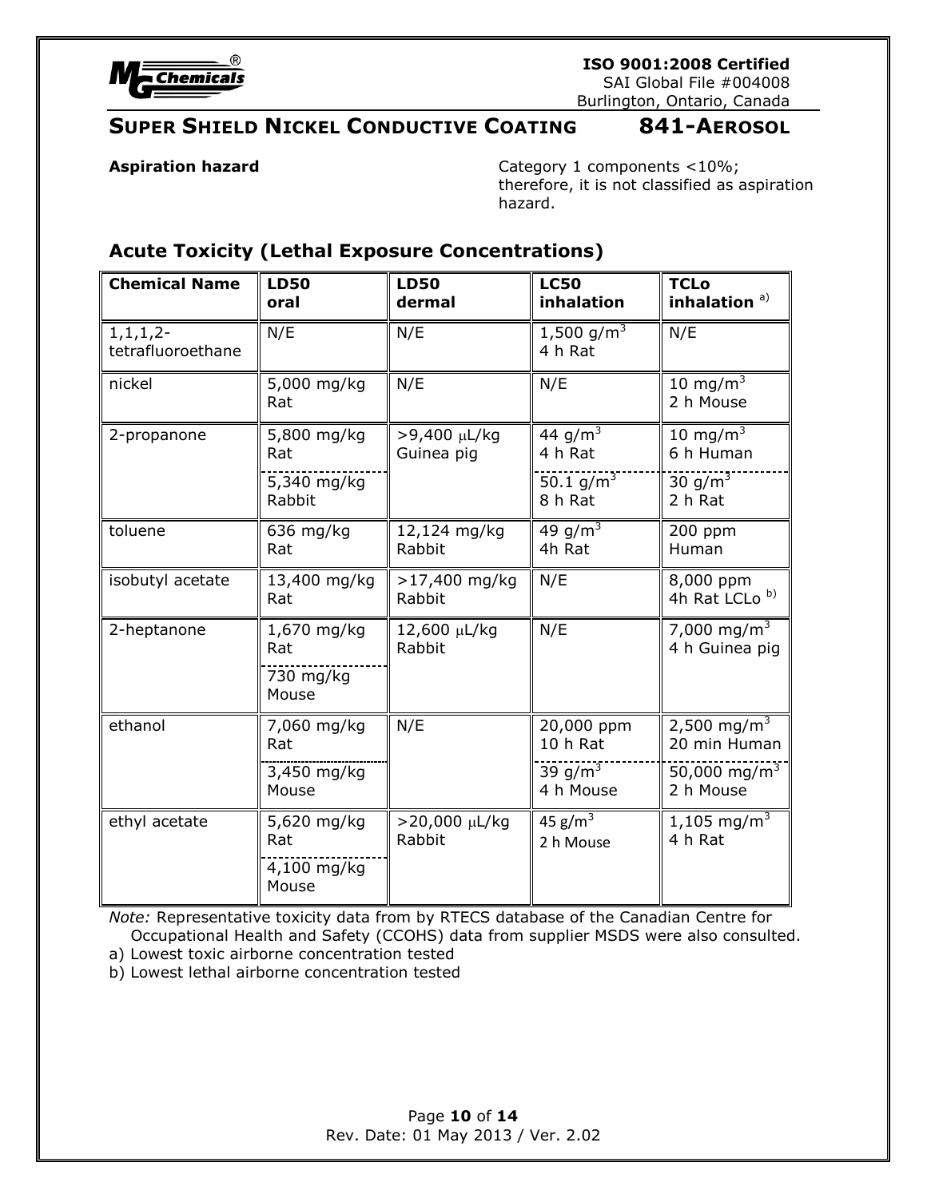**Aspiration hazard**

Category 1 components <10%; therefore, it is not classified as aspiration hazard.

## Acute Toxicity (Lethal Exposure Concentrations)

| Chemical Name | LD50 oral | LD50 dermal | LC50 inhalation | TCLo inhalation [a)] |
|---|---|---|---|---|
| 1,1,1,2-tetrafluoroethane | N/E | N/E | 1,500 g/$m^3$ 4 h Rat | N/E |
| nickel | 5,000 mg/kg Rat | N/E | N/E | 10 mg/$m^3$ 2 h Mouse |
| 2-propanone | 5,800 mg/kg Rat | >9,400 μL/kg Guinea pig | 44 g/$m^3$ 4 h Rat | 10 mg/$m^3$ 6 h Human |
| | 5,340 mg/kg Rabbit | | 50.1 g/$m^3$ 8 h Rat | 30 g/$m^3$ 2 h Rat |
| toluene | 636 mg/kg Rat | 12,124 mg/kg Rabbit | 49 g/$m^3$ 4h Rat | 200 ppm Human |
| isobutyl acetate | 13,400 mg/kg Rat | >17,400 mg/kg Rabbit | N/E | 8,000 ppm 4h Rat LCLo [b)] |
| 2-heptanone | 1,670 mg/kg Rat | 12,600 μL/kg Rabbit | N/E | 7,000 mg/$m^3$ 4 h Guinea pig |
| | 730 mg/kg Mouse | | | |
| ethanol | 7,060 mg/kg Rat | N/E | 20,000 ppm 10 h Rat | 2,500 mg/$m^3$ 20 min Human |
| | 3,450 mg/kg Mouse | | 39 g/$m^3$ 4 h Mouse | 50,000 mg/$m^3$ 2 h Mouse |
| ethyl acetate | 5,620 mg/kg Rat | >20,000 μL/kg Rabbit | 45 g/$m^3$ 2 h Mouse | 1,105 mg/$m^3$ 4 h Rat |
| | 4,100 mg/kg Mouse | | | |

*Note:* Representative toxicity data from by RTECS database of the Canadian Centre for Occupational Health and Safety (CCOHS) data from supplier MSDS were also consulted.

a) Lowest toxic airborne concentration tested

b) Lowest lethal airborne concentration tested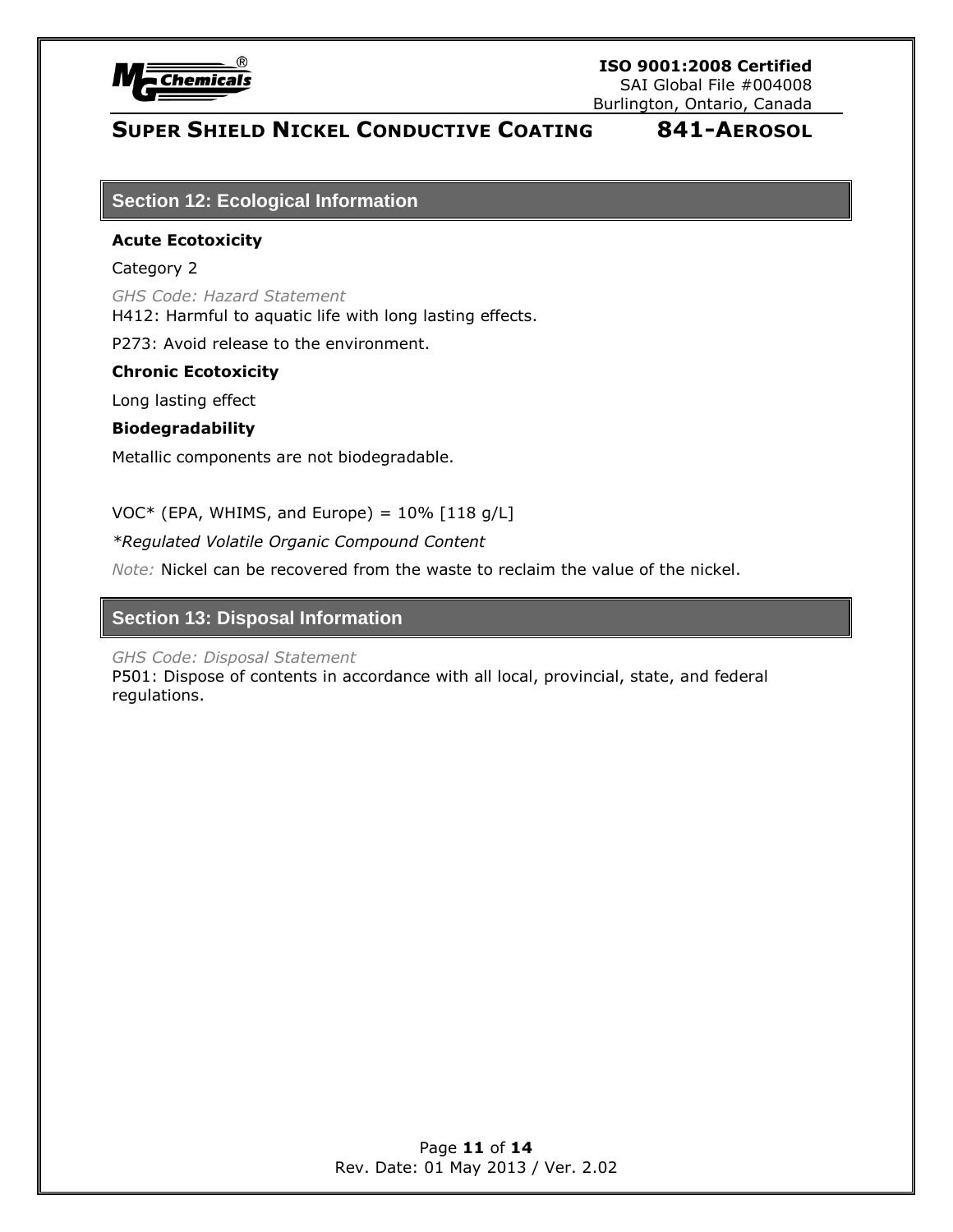## Section 12: Ecological Information

**Acute Ecotoxicity**

Category 2

*GHS Code: Hazard Statement*
H412: Harmful to aquatic life with long lasting effects.

P273: Avoid release to the environment.

**Chronic Ecotoxicity**

Long lasting effect

**Biodegradability**

Metallic components are not biodegradable.

VOC* (EPA, WHIMS, and Europe) = 10% [118 g/L]

*\*Regulated Volatile Organic Compound Content*

*Note:* Nickel can be recovered from the waste to reclaim the value of the nickel.

## Section 13: Disposal Information

*GHS Code: Disposal Statement*
P501: Dispose of contents in accordance with all local, provincial, state, and federal regulations.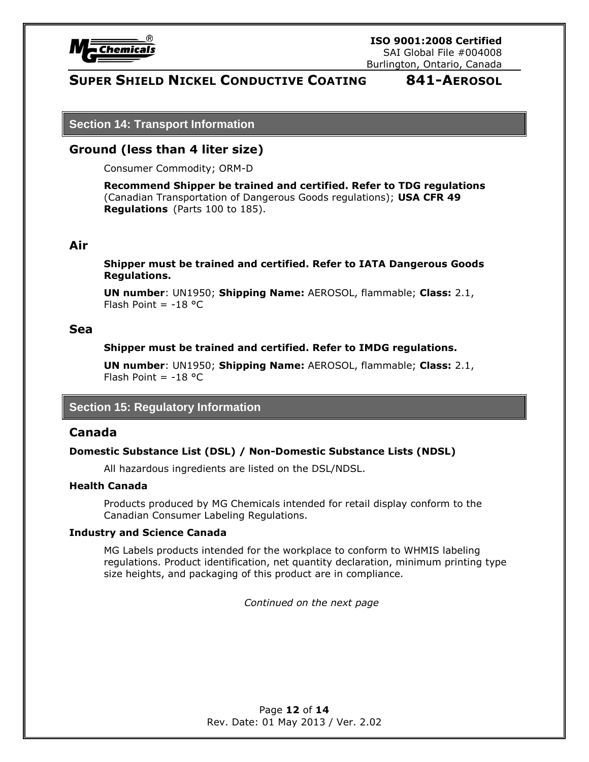## Section 14: Transport Information

### Ground (less than 4 liter size)

Consumer Commodity; ORM-D

**Recommend Shipper be trained and certified. Refer to TDG regulations** (Canadian Transportation of Dangerous Goods regulations); **USA CFR 49 Regulations** (Parts 100 to 185).

### Air

**Shipper must be trained and certified. Refer to IATA Dangerous Goods Regulations.**

**UN number**: UN1950; **Shipping Name:** AEROSOL, flammable; **Class:** 2.1, Flash Point = -18 °C

### Sea

**Shipper must be trained and certified. Refer to IMDG regulations.**

**UN number**: UN1950; **Shipping Name:** AEROSOL, flammable; **Class:** 2.1, Flash Point = -18 °C

## Section 15: Regulatory Information

### Canada

**Domestic Substance List (DSL) / Non-Domestic Substance Lists (NDSL)**

All hazardous ingredients are listed on the DSL/NDSL.

**Health Canada**

Products produced by MG Chemicals intended for retail display conform to the Canadian Consumer Labeling Regulations.

**Industry and Science Canada**

MG Labels products intended for the workplace to conform to WHMIS labeling regulations. Product identification, net quantity declaration, minimum printing type size heights, and packaging of this product are in compliance.

*Continued on the next page*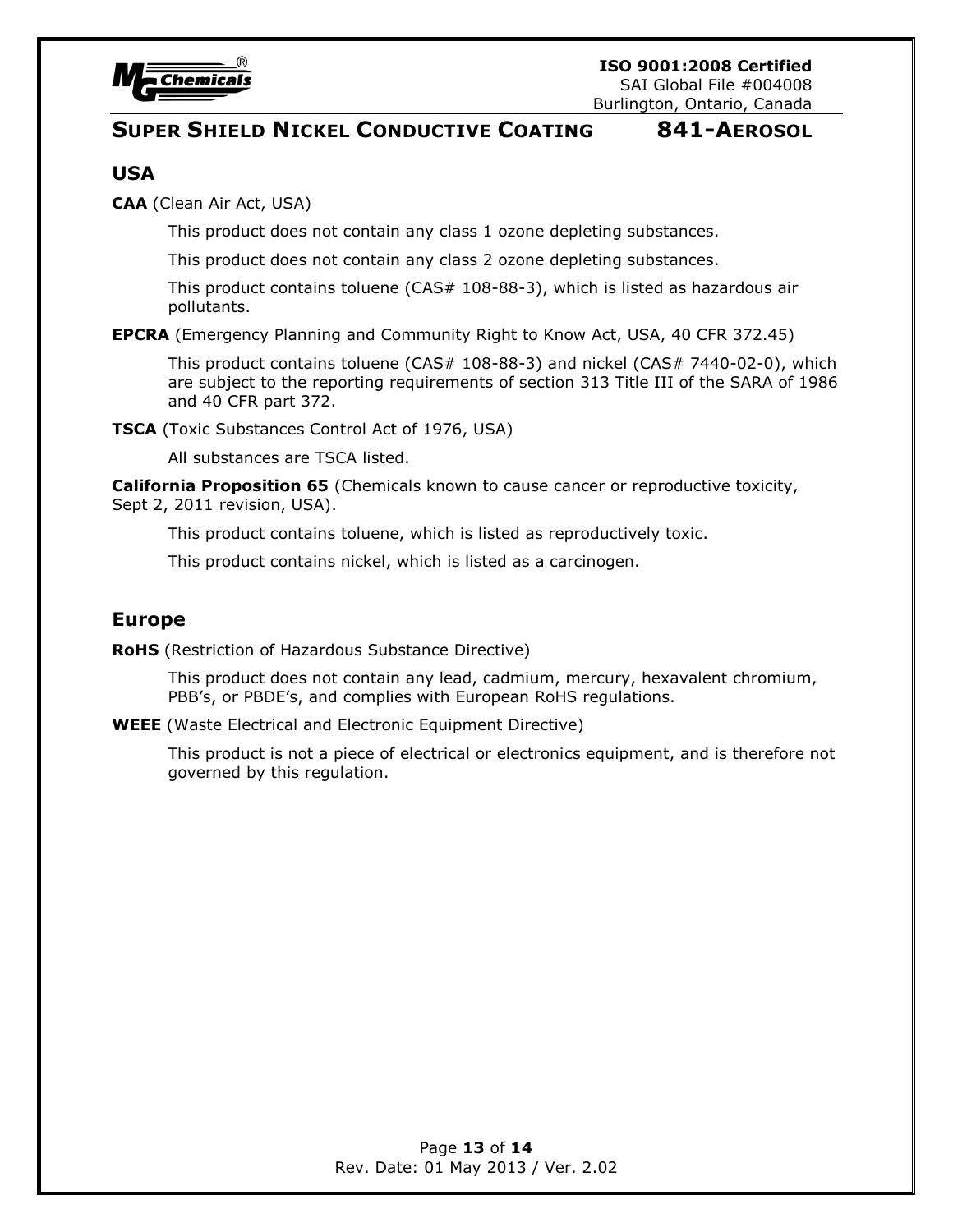## USA

**CAA** (Clean Air Act, USA)

This product does not contain any class 1 ozone depleting substances.

This product does not contain any class 2 ozone depleting substances.

This product contains toluene (CAS# 108-88-3), which is listed as hazardous air pollutants.

**EPCRA** (Emergency Planning and Community Right to Know Act, USA, 40 CFR 372.45)

This product contains toluene (CAS# 108-88-3) and nickel (CAS# 7440-02-0), which are subject to the reporting requirements of section 313 Title III of the SARA of 1986 and 40 CFR part 372.

**TSCA** (Toxic Substances Control Act of 1976, USA)

All substances are TSCA listed.

**California Proposition 65** (Chemicals known to cause cancer or reproductive toxicity, Sept 2, 2011 revision, USA).

This product contains toluene, which is listed as reproductively toxic.

This product contains nickel, which is listed as a carcinogen.

## Europe

**RoHS** (Restriction of Hazardous Substance Directive)

This product does not contain any lead, cadmium, mercury, hexavalent chromium, PBB's, or PBDE's, and complies with European RoHS regulations.

**WEEE** (Waste Electrical and Electronic Equipment Directive)

This product is not a piece of electrical or electronics equipment, and is therefore not governed by this regulation.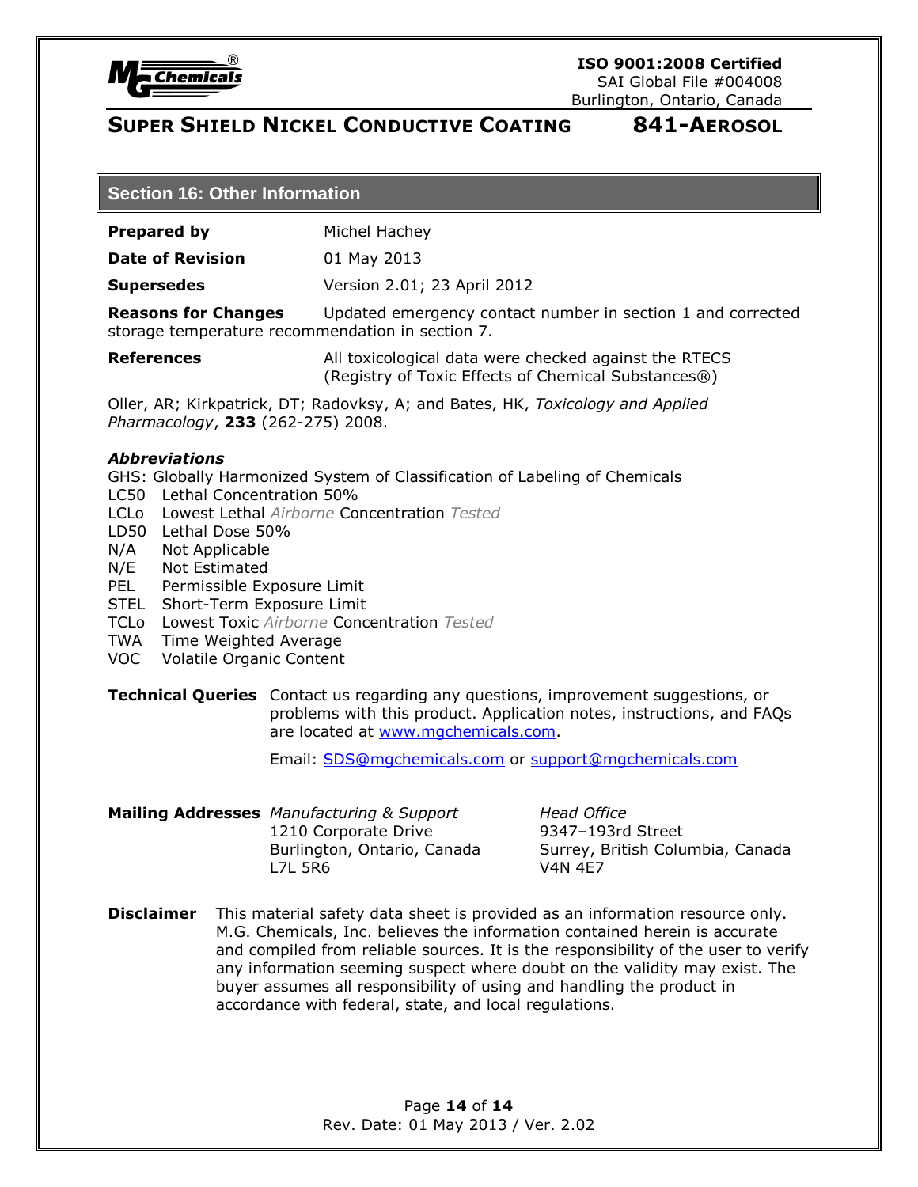## Section 16: Other Information

**Prepared by** Michel Hachey

**Date of Revision** 01 May 2013

**Supersedes** Version 2.01; 23 April 2012

**Reasons for Changes** Updated emergency contact number in section 1 and corrected storage temperature recommendation in section 7.

**References** All toxicological data were checked against the RTECS (Registry of Toxic Effects of Chemical Substances®)

Oller, AR; Kirkpatrick, DT; Radovksy, A; and Bates, HK, *Toxicology and Applied Pharmacology*, **233** (262-275) 2008.

***Abbreviations***

GHS: Globally Harmonized System of Classification of Labeling of Chemicals
LC50 Lethal Concentration 50%
LCLo Lowest Lethal *Airborne* Concentration *Tested*
LD50 Lethal Dose 50%
N/A Not Applicable
N/E Not Estimated
PEL Permissible Exposure Limit
STEL Short-Term Exposure Limit
TCLo Lowest Toxic *Airborne* Concentration *Tested*
TWA Time Weighted Average
VOC Volatile Organic Content

**Technical Queries** Contact us regarding any questions, improvement suggestions, or problems with this product. Application notes, instructions, and FAQs are located at www.mgchemicals.com.

Email: SDS@mgchemicals.com or support@mgchemicals.com

**Mailing Addresses**

*Manufacturing & Support*
1210 Corporate Drive
Burlington, Ontario, Canada
L7L 5R6

*Head Office*
9347–193rd Street
Surrey, British Columbia, Canada
V4N 4E7

**Disclaimer** This material safety data sheet is provided as an information resource only. M.G. Chemicals, Inc. believes the information contained herein is accurate and compiled from reliable sources. It is the responsibility of the user to verify any information seeming suspect where doubt on the validity may exist. The buyer assumes all responsibility of using and handling the product in accordance with federal, state, and local regulations.